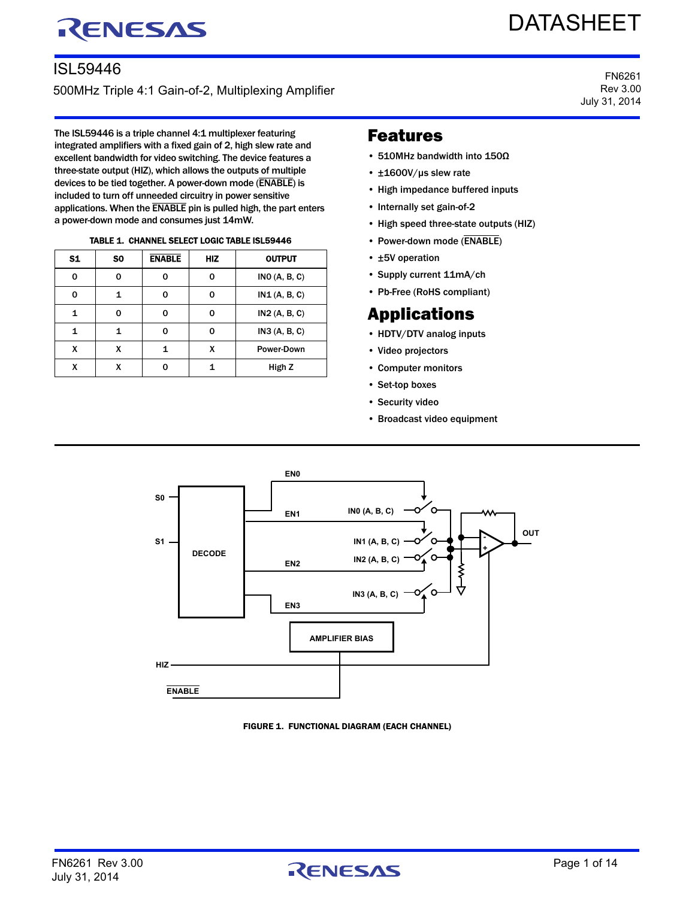# ISL59446

500MHz Triple 4:1 Gain-of-2, Multiplexing Amplifier

FN6261
Rev 3.00
July 31, 2014

The ISL59446 is a triple channel 4:1 multiplexer featuring integrated amplifiers with a fixed gain of 2, high slew rate and excellent bandwidth for video switching. The device features a three-state output (HIZ), which allows the outputs of multiple devices to be tied together. A power-down mode (ENABLE) is included to turn off unneeded circuitry in power sensitive applications. When the ENABLE pin is pulled high, the part enters a power-down mode and consumes just 14mW.

**TABLE 1. CHANNEL SELECT LOGIC TABLE ISL59446**

| S1 | S0 | ENABLE | HIZ | OUTPUT |
|---|---|---|---|---|
| 0 | 0 | 0 | 0 | IN0 (A, B, C) |
| 0 | 1 | 0 | 0 | IN1 (A, B, C) |
| 1 | 0 | 0 | 0 | IN2 (A, B, C) |
| 1 | 1 | 0 | 0 | IN3 (A, B, C) |
| X | X | 1 | X | Power-Down |
| X | X | 0 | 1 | High Z |

## Features

- 510MHz bandwidth into 150Ω
- ±1600V/µs slew rate
- High impedance buffered inputs
- Internally set gain-of-2
- High speed three-state outputs (HIZ)
- Power-down mode (ENABLE)
- ±5V operation
- Supply current 11mA/ch
- Pb-Free (RoHS compliant)

## Applications

- HDTV/DTV analog inputs
- Video projectors
- Computer monitors
- Set-top boxes
- Security video
- Broadcast video equipment

FIGURE 1. FUNCTIONAL DIAGRAM (EACH CHANNEL)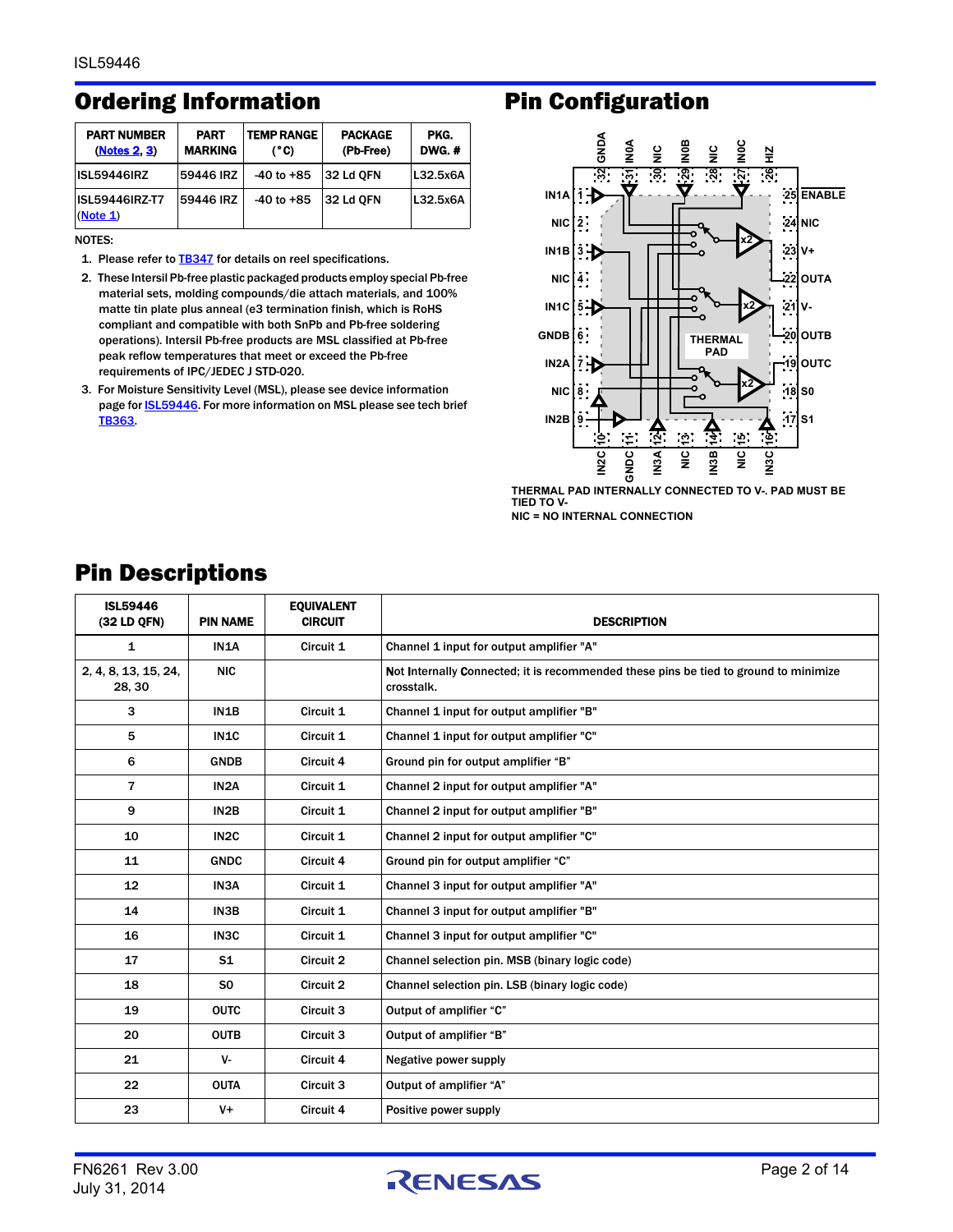## Ordering Information

| PART NUMBER (Notes 2, 3) | PART MARKING | TEMP RANGE (°C) | PACKAGE (Pb-Free) | PKG. DWG. # |
|---|---|---|---|---|
| ISL59446IRZ | 59446 IRZ | -40 to +85 | 32 Ld QFN | L32.5x6A |
| ISL59446IRZ-T7 (Note 1) | 59446 IRZ | -40 to +85 | 32 Ld QFN | L32.5x6A |

NOTES:

1. Please refer to TB347 for details on reel specifications.
2. These Intersil Pb-free plastic packaged products employ special Pb-free material sets, molding compounds/die attach materials, and 100% matte tin plate plus anneal (e3 termination finish, which is RoHS compliant and compatible with both SnPb and Pb-free soldering operations). Intersil Pb-free products are MSL classified at Pb-free peak reflow temperatures that meet or exceed the Pb-free requirements of IPC/JEDEC J STD-020.
3. For Moisture Sensitivity Level (MSL), please see device information page for ISL59446. For more information on MSL please see tech brief TB363.

## Pin Configuration

THERMAL PAD INTERNALLY CONNECTED TO V-. PAD MUST BE TIED TO V-

NIC = NO INTERNAL CONNECTION

## Pin Descriptions

| ISL59446 (32 LD QFN) | PIN NAME | EQUIVALENT CIRCUIT | DESCRIPTION |
|---|---|---|---|
| 1 | IN1A | Circuit 1 | Channel 1 input for output amplifier "A" |
| 2, 4, 8, 13, 15, 24, 28, 30 | NIC | | Not Internally Connected; it is recommended these pins be tied to ground to minimize crosstalk. |
| 3 | IN1B | Circuit 1 | Channel 1 input for output amplifier "B" |
| 5 | IN1C | Circuit 1 | Channel 1 input for output amplifier "C" |
| 6 | GNDB | Circuit 4 | Ground pin for output amplifier "B" |
| 7 | IN2A | Circuit 1 | Channel 2 input for output amplifier "A" |
| 9 | IN2B | Circuit 1 | Channel 2 input for output amplifier "B" |
| 10 | IN2C | Circuit 1 | Channel 2 input for output amplifier "C" |
| 11 | GNDC | Circuit 4 | Ground pin for output amplifier "C" |
| 12 | IN3A | Circuit 1 | Channel 3 input for output amplifier "A" |
| 14 | IN3B | Circuit 1 | Channel 3 input for output amplifier "B" |
| 16 | IN3C | Circuit 1 | Channel 3 input for output amplifier "C" |
| 17 | S1 | Circuit 2 | Channel selection pin. MSB (binary logic code) |
| 18 | S0 | Circuit 2 | Channel selection pin. LSB (binary logic code) |
| 19 | OUTC | Circuit 3 | Output of amplifier "C" |
| 20 | OUTB | Circuit 3 | Output of amplifier "B" |
| 21 | V- | Circuit 4 | Negative power supply |
| 22 | OUTA | Circuit 3 | Output of amplifier "A" |
| 23 | V+ | Circuit 4 | Positive power supply |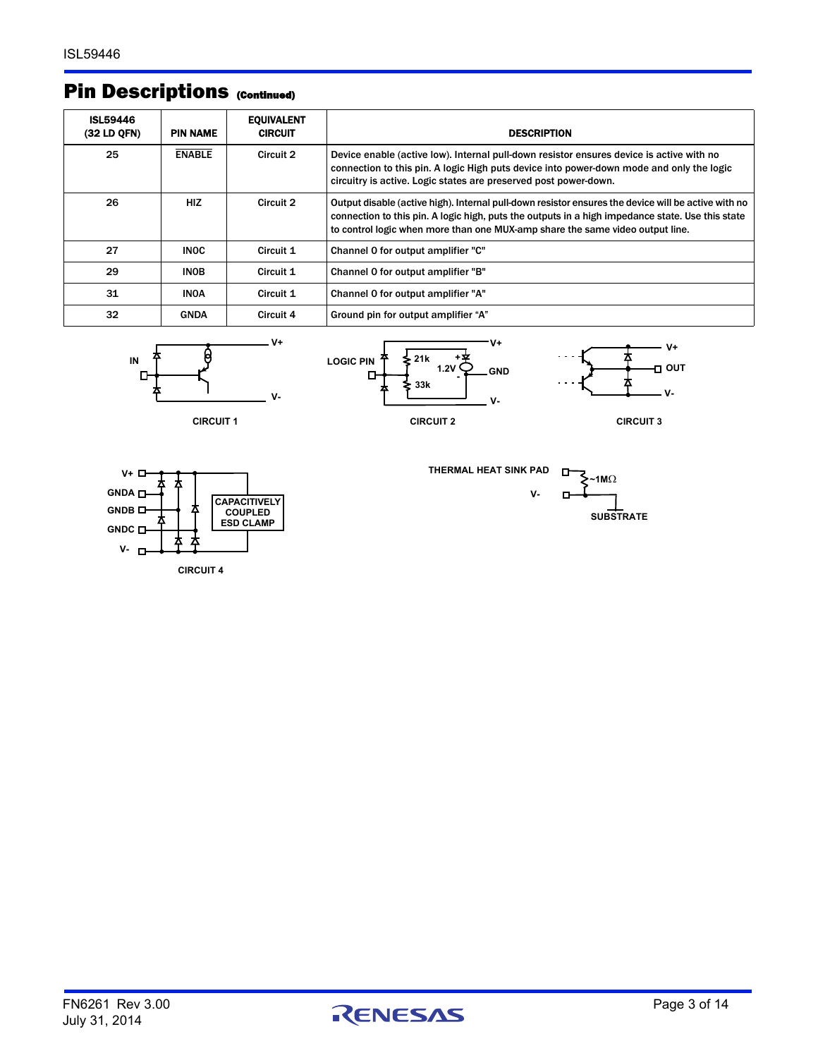## Pin Descriptions (Continued)

| ISL59446 (32 LD QFN) | PIN NAME | EQUIVALENT CIRCUIT | DESCRIPTION |
|---|---|---|---|
| 25 | $\overline{\text{ENABLE}}$ | Circuit 2 | Device enable (active low). Internal pull-down resistor ensures device is active with no connection to this pin. A logic High puts device into power-down mode and only the logic circuitry is active. Logic states are preserved post power-down. |
| 26 | HIZ | Circuit 2 | Output disable (active high). Internal pull-down resistor ensures the device will be active with no connection to this pin. A logic high, puts the outputs in a high impedance state. Use this state to control logic when more than one MUX-amp share the same video output line. |
| 27 | IN0C | Circuit 1 | Channel 0 for output amplifier "C" |
| 29 | IN0B | Circuit 1 | Channel 0 for output amplifier "B" |
| 31 | IN0A | Circuit 1 | Channel 0 for output amplifier "A" |
| 32 | GNDA | Circuit 4 | Ground pin for output amplifier "A" |

CIRCUIT 1

CIRCUIT 2

CIRCUIT 3

CIRCUIT 4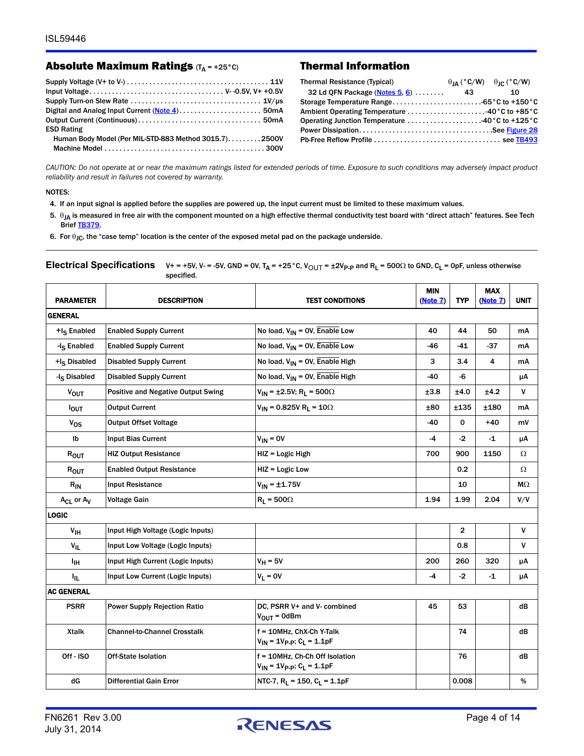## Absolute Maximum Ratings ($T_A$ = +25°C)

Supply Voltage (V+ to V-) .......................................... 11V
Input Voltage .......................................... V- -0.5V, V+ +0.5V
Supply Turn-on Slew Rate .......................................... 1V/µs
Digital and Analog Input Current (Note 4) .......................... 50mA
Output Current (Continuous) .......................................... 50mA
ESD Rating
  Human Body Model (Per MIL-STD-883 Method 3015.7) .......... 2500V
  Machine Model .......................................... 300V

## Thermal Information

| Thermal Resistance (Typical) | $\theta_{JA}$ (°C/W) | $\theta_{JC}$ (°C/W) |
|---|---|---|
| 32 Ld QFN Package (Notes 5, 6) | 43 | 10 |

Storage Temperature Range .......................... -65°C to +150°C
Ambient Operating Temperature .......................... -40°C to +85°C
Operating Junction Temperature .......................... -40°C to +125°C
Power Dissipation .......................... See Figure 28
Pb-Free Reflow Profile .......................... see TB493

*CAUTION: Do not operate at or near the maximum ratings listed for extended periods of time. Exposure to such conditions may adversely impact product reliability and result in failures not covered by warranty.*

NOTES:

4. If an input signal is applied before the supplies are powered up, the input current must be limited to these maximum values.
5. $\theta_{JA}$ is measured in free air with the component mounted on a high effective thermal conductivity test board with "direct attach" features. See Tech Brief TB379.
6. For $\theta_{JC}$, the "case temp" location is the center of the exposed metal pad on the package underside.

## Electrical Specifications

V+ = +5V, V- = -5V, GND = 0V, $T_A$ = +25°C, $V_{OUT}$ = ±2$V_{P-P}$ and $R_L$ = 500Ω to GND, $C_L$ = 0pF, unless otherwise specified.

| PARAMETER | DESCRIPTION | TEST CONDITIONS | MIN (Note 7) | TYP | MAX (Note 7) | UNIT |
|---|---|---|---|---|---|---|
| **GENERAL** | | | | | | |
| +$I_S$ Enabled | Enabled Supply Current | No load, $V_{IN}$ = 0V, $\overline{Enable}$ Low | 40 | 44 | 50 | mA |
| -$I_S$ Enabled | Enabled Supply Current | No load, $V_{IN}$ = 0V, $\overline{Enable}$ Low | -46 | -41 | -37 | mA |
| +$I_S$ Disabled | Disabled Supply Current | No load, $V_{IN}$ = 0V, $\overline{Enable}$ High | 3 | 3.4 | 4 | mA |
| -$I_S$ Disabled | Disabled Supply Current | No load, $V_{IN}$ = 0V, $\overline{Enable}$ High | -40 | -6 | | µA |
| $V_{OUT}$ | Positive and Negative Output Swing | $V_{IN}$ = ±2.5V; $R_L$ = 500Ω | ±3.8 | ±4.0 | ±4.2 | V |
| $I_{OUT}$ | Output Current | $V_{IN}$ = 0.825V $R_L$ = 10Ω | ±80 | ±135 | ±180 | mA |
| $V_{OS}$ | Output Offset Voltage | | -40 | 0 | +40 | mV |
| Ib | Input Bias Current | $V_{IN}$ = 0V | -4 | -2 | -1 | µA |
| $R_{OUT}$ | HIZ Output Resistance | HIZ = Logic High | 700 | 900 | 1150 | Ω |
| $R_{OUT}$ | Enabled Output Resistance | HIZ = Logic Low | | 0.2 | | Ω |
| $R_{IN}$ | Input Resistance | $V_{IN}$ = ±1.75V | | 10 | | MΩ |
| $A_{CL}$ or $A_V$ | Voltage Gain | $R_L$ = 500Ω | 1.94 | 1.99 | 2.04 | V/V |
| **LOGIC** | | | | | | |
| $V_{IH}$ | Input High Voltage (Logic Inputs) | | | 2 | | V |
| $V_{IL}$ | Input Low Voltage (Logic Inputs) | | | 0.8 | | V |
| $I_{IH}$ | Input High Current (Logic Inputs) | $V_H$ = 5V | 200 | 260 | 320 | µA |
| $I_{IL}$ | Input Low Current (Logic Inputs) | $V_L$ = 0V | -4 | -2 | -1 | µA |
| **AC GENERAL** | | | | | | |
| PSRR | Power Supply Rejection Ratio | DC, PSRR V+ and V- combined $V_{OUT}$ = 0dBm | 45 | 53 | | dB |
| Xtalk | Channel-to-Channel Crosstalk | f = 10MHz, ChX-Ch Y-Talk $V_{IN}$ = 1$V_{P-P}$; $C_L$ = 1.1pF | | 74 | | dB |
| Off - ISO | Off-State Isolation | f = 10MHz, Ch-Ch Off Isolation $V_{IN}$ = 1$V_{P-P}$; $C_L$ = 1.1pF | | 76 | | dB |
| dG | Differential Gain Error | NTC-7, $R_L$ = 150, $C_L$ = 1.1pF | | 0.008 | | % |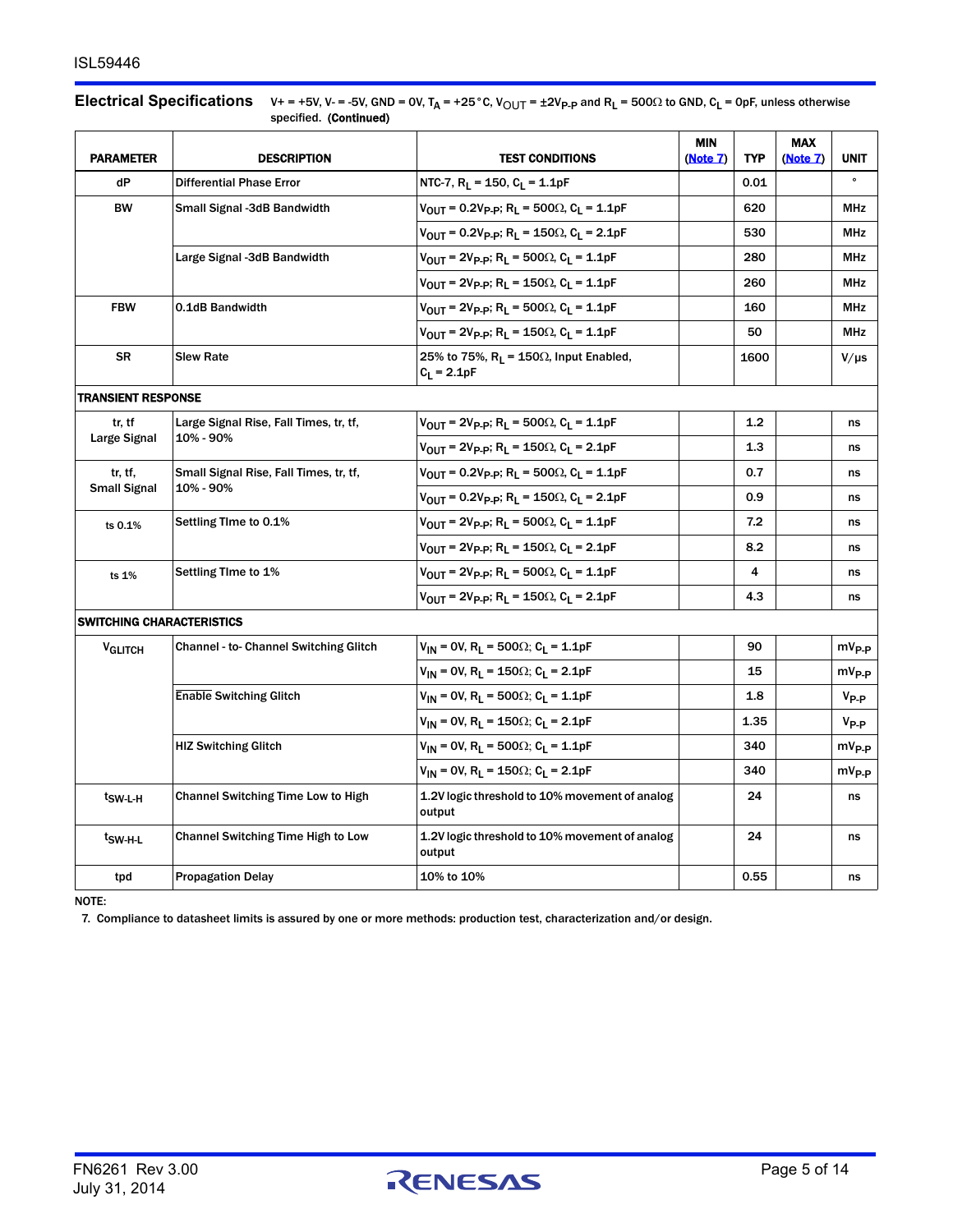## Electrical Specifications

$V+ = +5V$, $V- = -5V$, GND = 0V, $T_A = +25°C$, $V_{OUT} = ±2V_{P-P}$ and $R_L = 500Ω$ to GND, $C_L = 0pF$, unless otherwise specified. **(Continued)**

| PARAMETER | DESCRIPTION | TEST CONDITIONS | MIN (Note 7) | TYP | MAX (Note 7) | UNIT |
|---|---|---|---|---|---|---|
| dP | Differential Phase Error | NTC-7, $R_L = 150$, $C_L = 1.1pF$ | | 0.01 | | ° |
| BW | Small Signal -3dB Bandwidth | $V_{OUT} = 0.2V_{P-P}$; $R_L = 500Ω$, $C_L = 1.1pF$ | | 620 | | MHz |
| | | $V_{OUT} = 0.2V_{P-P}$; $R_L = 150Ω$, $C_L = 2.1pF$ | | 530 | | MHz |
| | Large Signal -3dB Bandwidth | $V_{OUT} = 2V_{P-P}$; $R_L = 500Ω$, $C_L = 1.1pF$ | | 280 | | MHz |
| | | $V_{OUT} = 2V_{P-P}$; $R_L = 150Ω$, $C_L = 1.1pF$ | | 260 | | MHz |
| FBW | 0.1dB Bandwidth | $V_{OUT} = 2V_{P-P}$; $R_L = 500Ω$, $C_L = 1.1pF$ | | 160 | | MHz |
| | | $V_{OUT} = 2V_{P-P}$; $R_L = 150Ω$, $C_L = 1.1pF$ | | 50 | | MHz |
| SR | Slew Rate | 25% to 75%, $R_L = 150Ω$, Input Enabled, $C_L = 2.1pF$ | | 1600 | | V/µs |
| **TRANSIENT RESPONSE** | | | | | | |
| tr, tf Large Signal | Large Signal Rise, Fall Times, tr, tf, 10% - 90% | $V_{OUT} = 2V_{P-P}$; $R_L = 500Ω$, $C_L = 1.1pF$ | | 1.2 | | ns |
| | | $V_{OUT} = 2V_{P-P}$; $R_L = 150Ω$, $C_L = 2.1pF$ | | 1.3 | | ns |
| tr, tf, Small Signal | Small Signal Rise, Fall Times, tr, tf, 10% - 90% | $V_{OUT} = 0.2V_{P-P}$; $R_L = 500Ω$, $C_L = 1.1pF$ | | 0.7 | | ns |
| | | $V_{OUT} = 0.2V_{P-P}$; $R_L = 150Ω$, $C_L = 2.1pF$ | | 0.9 | | ns |
| ts 0.1% | Settling TIme to 0.1% | $V_{OUT} = 2V_{P-P}$; $R_L = 500Ω$, $C_L = 1.1pF$ | | 7.2 | | ns |
| | | $V_{OUT} = 2V_{P-P}$; $R_L = 150Ω$, $C_L = 2.1pF$ | | 8.2 | | ns |
| ts 1% | Settling TIme to 1% | $V_{OUT} = 2V_{P-P}$; $R_L = 500Ω$, $C_L = 1.1pF$ | | 4 | | ns |
| | | $V_{OUT} = 2V_{P-P}$; $R_L = 150Ω$, $C_L = 2.1pF$ | | 4.3 | | ns |
| **SWITCHING CHARACTERISTICS** | | | | | | |
| $V_{GLITCH}$ | Channel - to- Channel Switching Glitch | $V_{IN} = 0V$, $R_L = 500Ω$; $C_L = 1.1pF$ | | 90 | | $mV_{P-P}$ |
| | | $V_{IN} = 0V$, $R_L = 150Ω$; $C_L = 2.1pF$ | | 15 | | $mV_{P-P}$ |
| | $\overline{Enable}$ Switching Glitch | $V_{IN} = 0V$, $R_L = 500Ω$; $C_L = 1.1pF$ | | 1.8 | | $V_{P-P}$ |
| | | $V_{IN} = 0V$, $R_L = 150Ω$; $C_L = 2.1pF$ | | 1.35 | | $V_{P-P}$ |
| | HIZ Switching Glitch | $V_{IN} = 0V$, $R_L = 500Ω$; $C_L = 1.1pF$ | | 340 | | $mV_{P-P}$ |
| | | $V_{IN} = 0V$, $R_L = 150Ω$; $C_L = 2.1pF$ | | 340 | | $mV_{P-P}$ |
| $t_{SW-L-H}$ | Channel Switching Time Low to High | 1.2V logic threshold to 10% movement of analog output | | 24 | | ns |
| $t_{SW-H-L}$ | Channel Switching Time High to Low | 1.2V logic threshold to 10% movement of analog output | | 24 | | ns |
| tpd | Propagation Delay | 10% to 10% | | 0.55 | | ns |

NOTE:

7. Compliance to datasheet limits is assured by one or more methods: production test, characterization and/or design.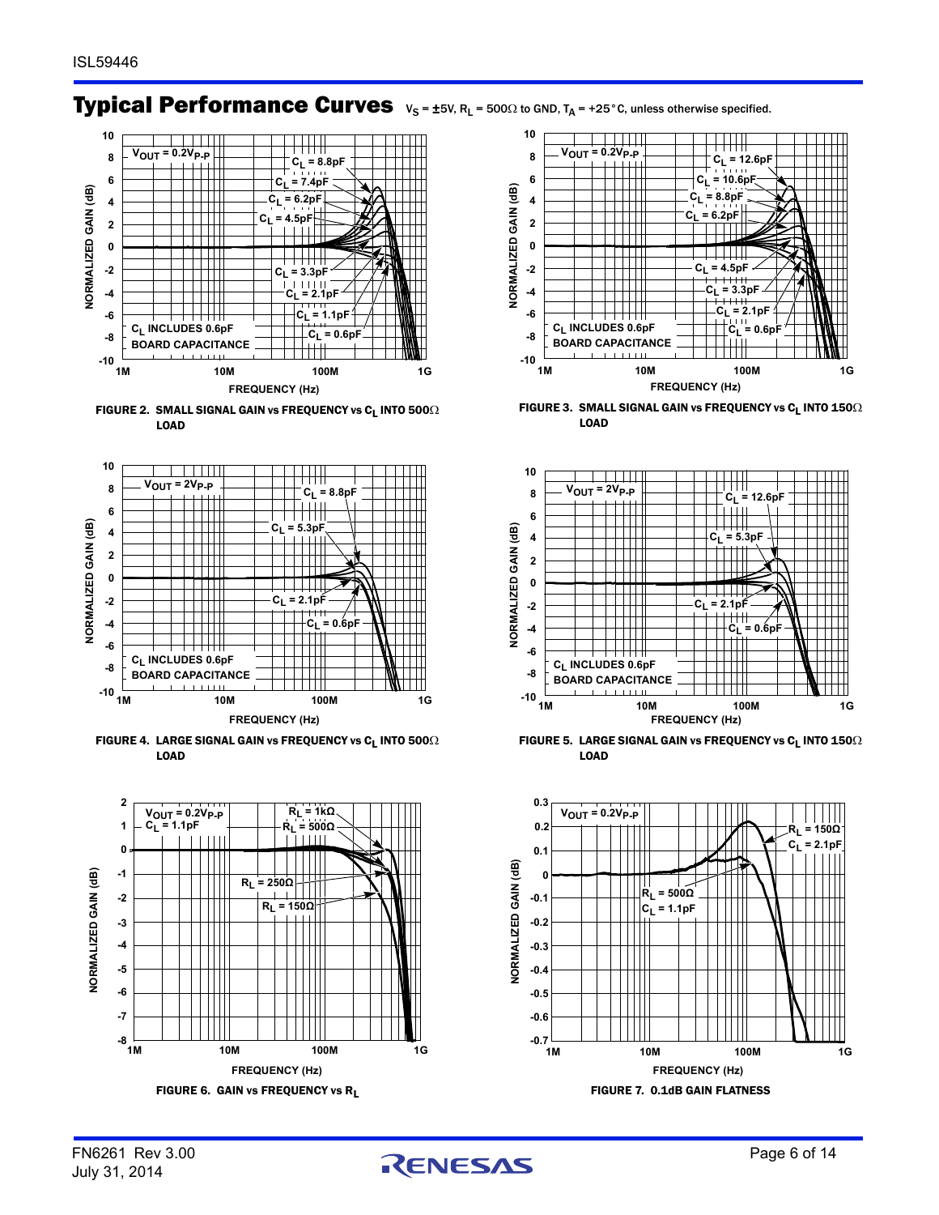## Typical Performance Curves

$V_S = \pm5V$, $R_L = 500\Omega$ to GND, $T_A = +25°C$, unless otherwise specified.

FIGURE 2. SMALL SIGNAL GAIN vs FREQUENCY vs $C_L$ INTO 500Ω LOAD

FIGURE 3. SMALL SIGNAL GAIN vs FREQUENCY vs $C_L$ INTO 150Ω LOAD

FIGURE 4. LARGE SIGNAL GAIN vs FREQUENCY vs $C_L$ INTO 500Ω LOAD

FIGURE 5. LARGE SIGNAL GAIN vs FREQUENCY vs $C_L$ INTO 150Ω LOAD

FIGURE 6. GAIN vs FREQUENCY vs $R_L$

FIGURE 7. 0.1dB GAIN FLATNESS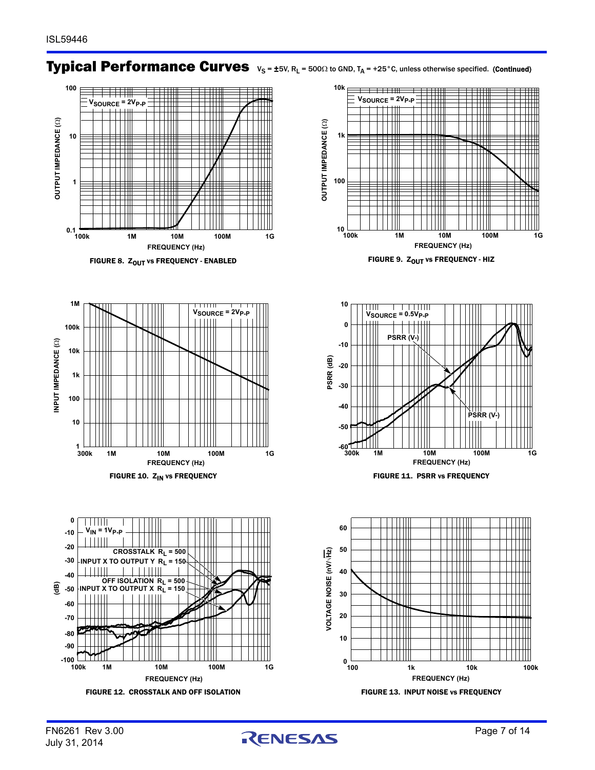## Typical Performance Curves $V_S = \pm5V$, $R_L = 500\Omega$ to GND, $T_A = +25°C$, unless otherwise specified. (Continued)

FIGURE 8. $Z_{OUT}$ vs FREQUENCY - ENABLED

FIGURE 9. $Z_{OUT}$ vs FREQUENCY - HIZ

FIGURE 10. $Z_{IN}$ vs FREQUENCY

FIGURE 11. PSRR vs FREQUENCY

FIGURE 12. CROSSTALK AND OFF ISOLATION

FIGURE 13. INPUT NOISE vs FREQUENCY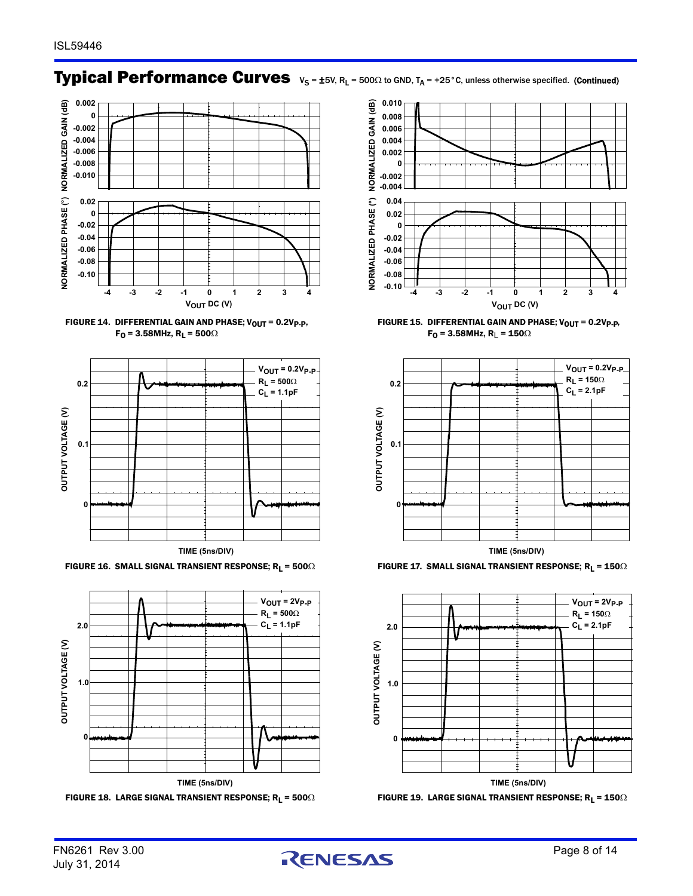## Typical Performance Curves

$V_S = \pm5V$, $R_L = 500\Omega$ to GND, $T_A = +25°C$, unless otherwise specified. **(Continued)**

FIGURE 14. DIFFERENTIAL GAIN AND PHASE; $V_{OUT} = 0.2V_{P-P}$, $F_O = 3.58MHz$, $R_L = 500\Omega$

FIGURE 15. DIFFERENTIAL GAIN AND PHASE; $V_{OUT} = 0.2V_{P-P}$, $F_O = 3.58MHz$, $R_L = 150\Omega$

FIGURE 16. SMALL SIGNAL TRANSIENT RESPONSE; $R_L = 500\Omega$

FIGURE 17. SMALL SIGNAL TRANSIENT RESPONSE; $R_L = 150\Omega$

FIGURE 18. LARGE SIGNAL TRANSIENT RESPONSE; $R_L = 500\Omega$

FIGURE 19. LARGE SIGNAL TRANSIENT RESPONSE; $R_L = 150\Omega$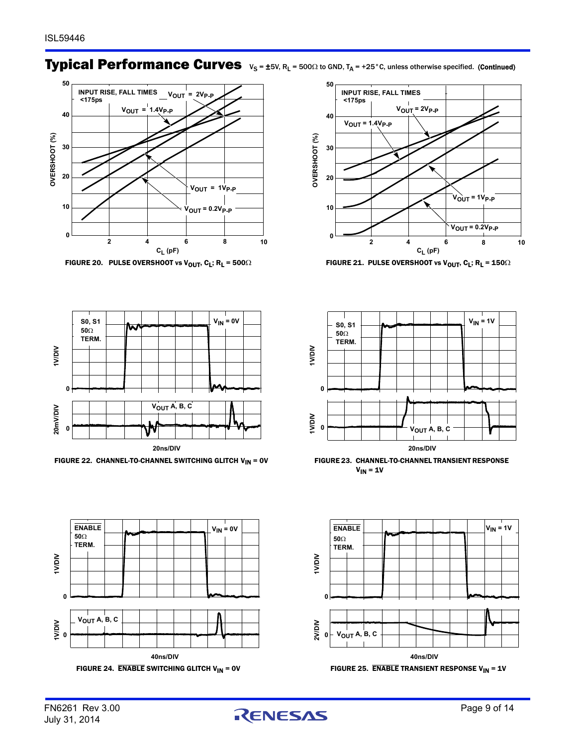## Typical Performance Curves $V_S$ = ±5V, $R_L$ = 500Ω to GND, $T_A$ = +25°C, unless otherwise specified. (Continued)

FIGURE 20. PULSE OVERSHOOT vs $V_{OUT}$, $C_L$; $R_L$ = 500Ω

FIGURE 21. PULSE OVERSHOOT vs $V_{OUT}$, $C_L$; $R_L$ = 150Ω

FIGURE 22. CHANNEL-TO-CHANNEL SWITCHING GLITCH $V_{IN}$ = 0V

FIGURE 23. CHANNEL-TO-CHANNEL TRANSIENT RESPONSE $V_{IN}$ = 1V

FIGURE 24. $\overline{\text{ENABLE}}$ SWITCHING GLITCH $V_{IN}$ = 0V

FIGURE 25. $\overline{\text{ENABLE}}$ TRANSIENT RESPONSE $V_{IN}$ = 1V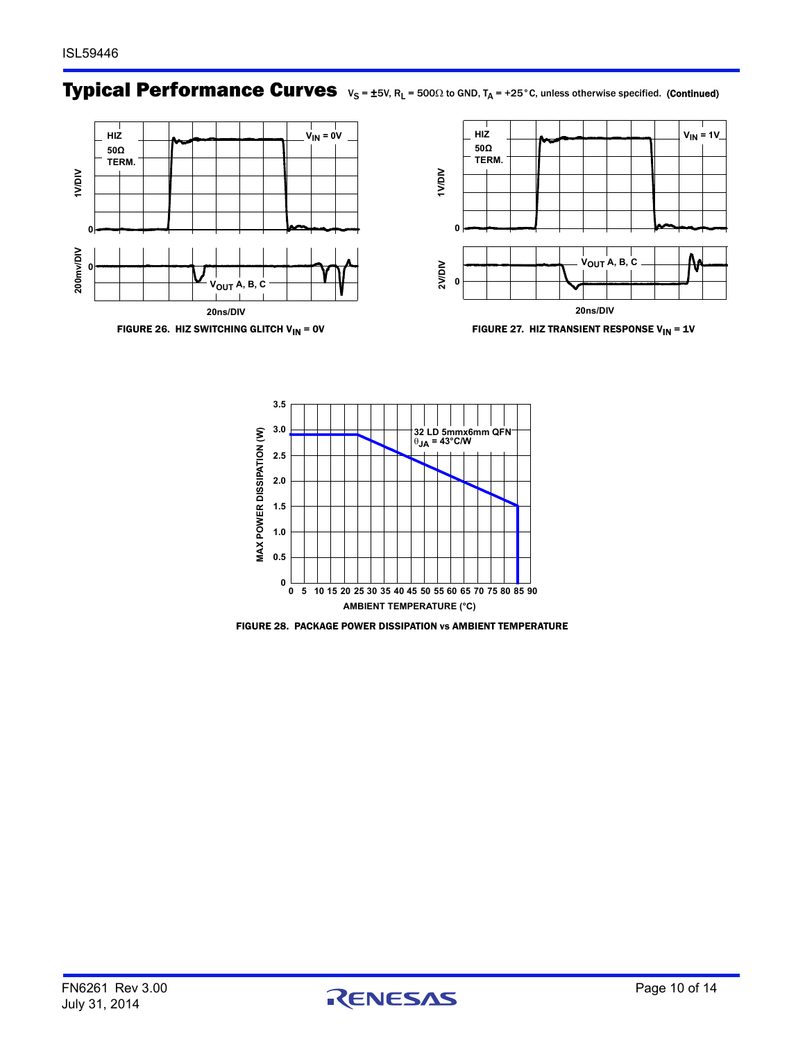## Typical Performance Curves $V_S = \pm5V$, $R_L = 500\Omega$ to GND, $T_A = +25°C$, unless otherwise specified. (Continued)

FIGURE 26. HIZ SWITCHING GLITCH $V_{IN}$ = 0V

FIGURE 27. HIZ TRANSIENT RESPONSE $V_{IN}$ = 1V

FIGURE 28. PACKAGE POWER DISSIPATION vs AMBIENT TEMPERATURE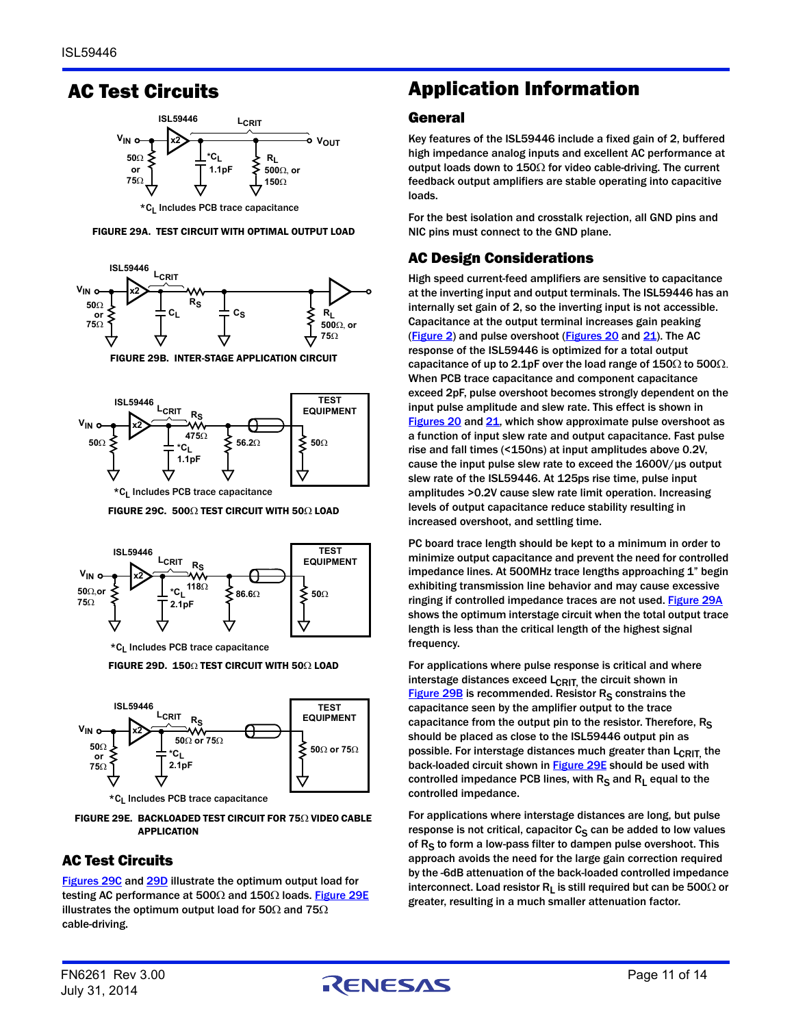## AC Test Circuits

FIGURE 29A. TEST CIRCUIT WITH OPTIMAL OUTPUT LOAD

FIGURE 29B. INTER-STAGE APPLICATION CIRCUIT

FIGURE 29C. 500Ω TEST CIRCUIT WITH 50Ω LOAD

FIGURE 29D. 150Ω TEST CIRCUIT WITH 50Ω LOAD

FIGURE 29E. BACKLOADED TEST CIRCUIT FOR 75Ω VIDEO CABLE APPLICATION

### AC Test Circuits

Figures 29C and 29D illustrate the optimum output load for testing AC performance at 500Ω and 150Ω loads. Figure 29E illustrates the optimum output load for 50Ω and 75Ω cable-driving.

## Application Information

### General

Key features of the ISL59446 include a fixed gain of 2, buffered high impedance analog inputs and excellent AC performance at output loads down to 150Ω for video cable-driving. The current feedback output amplifiers are stable operating into capacitive loads.

For the best isolation and crosstalk rejection, all GND pins and NIC pins must connect to the GND plane.

### AC Design Considerations

High speed current-feed amplifiers are sensitive to capacitance at the inverting input and output terminals. The ISL59446 has an internally set gain of 2, so the inverting input is not accessible. Capacitance at the output terminal increases gain peaking (Figure 2) and pulse overshoot (Figures 20 and 21). The AC response of the ISL59446 is optimized for a total output capacitance of up to 2.1pF over the load range of 150Ω to 500Ω. When PCB trace capacitance and component capacitance exceed 2pF, pulse overshoot becomes strongly dependent on the input pulse amplitude and slew rate. This effect is shown in Figures 20 and 21, which show approximate pulse overshoot as a function of input slew rate and output capacitance. Fast pulse rise and fall times (<150ns) at input amplitudes above 0.2V, cause the input pulse slew rate to exceed the 1600V/µs output slew rate of the ISL59446. At 125ps rise time, pulse input amplitudes >0.2V cause slew rate limit operation. Increasing levels of output capacitance reduce stability resulting in increased overshoot, and settling time.

PC board trace length should be kept to a minimum in order to minimize output capacitance and prevent the need for controlled impedance lines. At 500MHz trace lengths approaching 1" begin exhibiting transmission line behavior and may cause excessive ringing if controlled impedance traces are not used. Figure 29A shows the optimum interstage circuit when the total output trace length is less than the critical length of the highest signal frequency.

For applications where pulse response is critical and where interstage distances exceed $L_{CRIT}$, the circuit shown in Figure 29B is recommended. Resistor $R_S$ constrains the capacitance seen by the amplifier output to the trace capacitance from the output pin to the resistor. Therefore, $R_S$ should be placed as close to the ISL59446 output pin as possible. For interstage distances much greater than $L_{CRIT}$, the back-loaded circuit shown in Figure 29E should be used with controlled impedance PCB lines, with $R_S$ and $R_L$ equal to the controlled impedance.

For applications where interstage distances are long, but pulse response is not critical, capacitor $C_S$ can be added to low values of $R_S$ to form a low-pass filter to dampen pulse overshoot. This approach avoids the need for the large gain correction required by the -6dB attenuation of the back-loaded controlled impedance interconnect. Load resistor $R_L$ is still required but can be 500Ω or greater, resulting in a much smaller attenuation factor.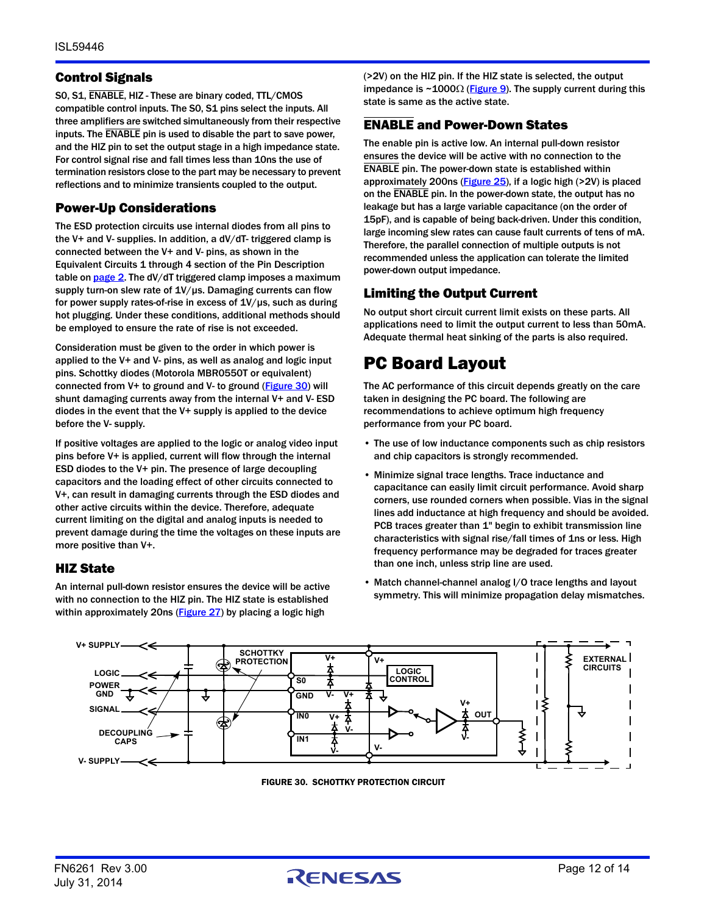## Control Signals

S0, S1, ENABLE, HIZ - These are binary coded, TTL/CMOS compatible control inputs. The S0, S1 pins select the inputs. All three amplifiers are switched simultaneously from their respective inputs. The ENABLE pin is used to disable the part to save power, and the HIZ pin to set the output stage in a high impedance state. For control signal rise and fall times less than 10ns the use of termination resistors close to the part may be necessary to prevent reflections and to minimize transients coupled to the output.

## Power-Up Considerations

The ESD protection circuits use internal diodes from all pins to the V+ and V- supplies. In addition, a dV/dT- triggered clamp is connected between the V+ and V- pins, as shown in the Equivalent Circuits 1 through 4 section of the Pin Description table on page 2. The dV/dT triggered clamp imposes a maximum supply turn-on slew rate of 1V/µs. Damaging currents can flow for power supply rates-of-rise in excess of 1V/µs, such as during hot plugging. Under these conditions, additional methods should be employed to ensure the rate of rise is not exceeded.

Consideration must be given to the order in which power is applied to the V+ and V- pins, as well as analog and logic input pins. Schottky diodes (Motorola MBR0550T or equivalent) connected from V+ to ground and V- to ground (Figure 30) will shunt damaging currents away from the internal V+ and V- ESD diodes in the event that the V+ supply is applied to the device before the V- supply.

If positive voltages are applied to the logic or analog video input pins before V+ is applied, current will flow through the internal ESD diodes to the V+ pin. The presence of large decoupling capacitors and the loading effect of other circuits connected to V+, can result in damaging currents through the ESD diodes and other active circuits within the device. Therefore, adequate current limiting on the digital and analog inputs is needed to prevent damage during the time the voltages on these inputs are more positive than V+.

## HIZ State

An internal pull-down resistor ensures the device will be active with no connection to the HIZ pin. The HIZ state is established within approximately 20ns (Figure 27) by placing a logic high (>2V) on the HIZ pin. If the HIZ state is selected, the output impedance is ~1000Ω (Figure 9). The supply current during this state is same as the active state.

## ENABLE and Power-Down States

The enable pin is active low. An internal pull-down resistor ensures the device will be active with no connection to the ENABLE pin. The power-down state is established within approximately 200ns (Figure 25), if a logic high (>2V) is placed on the ENABLE pin. In the power-down state, the output has no leakage but has a large variable capacitance (on the order of 15pF), and is capable of being back-driven. Under this condition, large incoming slew rates can cause fault currents of tens of mA. Therefore, the parallel connection of multiple outputs is not recommended unless the application can tolerate the limited power-down output impedance.

## Limiting the Output Current

No output short circuit current limit exists on these parts. All applications need to limit the output current to less than 50mA. Adequate thermal heat sinking of the parts is also required.

# PC Board Layout

The AC performance of this circuit depends greatly on the care taken in designing the PC board. The following are recommendations to achieve optimum high frequency performance from your PC board.

- The use of low inductance components such as chip resistors and chip capacitors is strongly recommended.
- Minimize signal trace lengths. Trace inductance and capacitance can easily limit circuit performance. Avoid sharp corners, use rounded corners when possible. Vias in the signal lines add inductance at high frequency and should be avoided. PCB traces greater than 1" begin to exhibit transmission line characteristics with signal rise/fall times of 1ns or less. High frequency performance may be degraded for traces greater than one inch, unless strip line are used.
- Match channel-channel analog I/O trace lengths and layout symmetry. This will minimize propagation delay mismatches.

FIGURE 30. SCHOTTKY PROTECTION CIRCUIT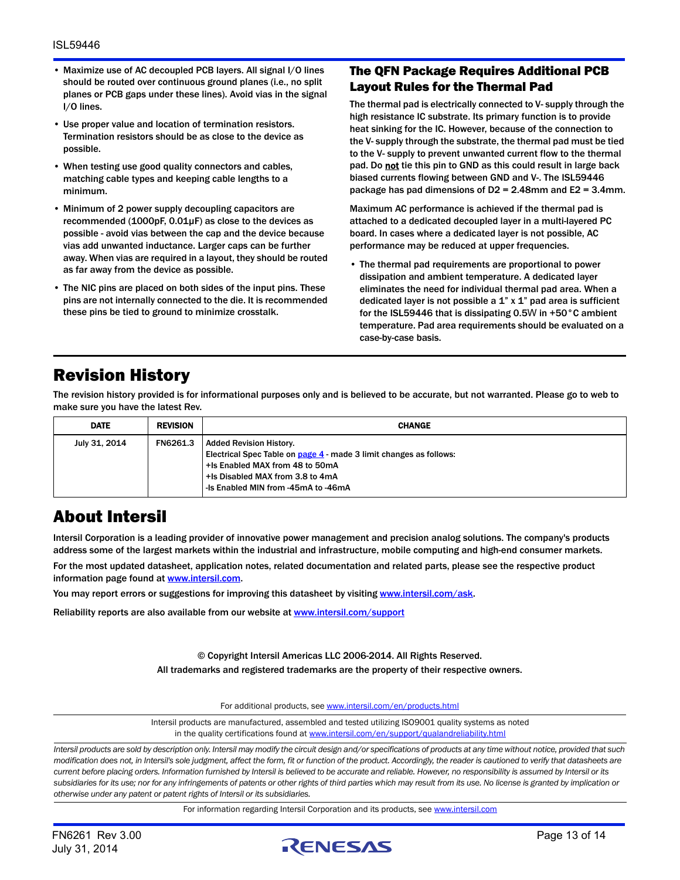- Maximize use of AC decoupled PCB layers. All signal I/O lines should be routed over continuous ground planes (i.e., no split planes or PCB gaps under these lines). Avoid vias in the signal I/O lines.
- Use proper value and location of termination resistors. Termination resistors should be as close to the device as possible.
- When testing use good quality connectors and cables, matching cable types and keeping cable lengths to a minimum.
- Minimum of 2 power supply decoupling capacitors are recommended (1000pF, 0.01µF) as close to the devices as possible - avoid vias between the cap and the device because vias add unwanted inductance. Larger caps can be further away. When vias are required in a layout, they should be routed as far away from the device as possible.
- The NIC pins are placed on both sides of the input pins. These pins are not internally connected to the die. It is recommended these pins be tied to ground to minimize crosstalk.

### The QFN Package Requires Additional PCB Layout Rules for the Thermal Pad

The thermal pad is electrically connected to V- supply through the high resistance IC substrate. Its primary function is to provide heat sinking for the IC. However, because of the connection to the V- supply through the substrate, the thermal pad must be tied to the V- supply to prevent unwanted current flow to the thermal pad. Do **not** tie this pin to GND as this could result in large back biased currents flowing between GND and V-. The ISL59446 package has pad dimensions of D2 = 2.48mm and E2 = 3.4mm.

Maximum AC performance is achieved if the thermal pad is attached to a dedicated decoupled layer in a multi-layered PC board. In cases where a dedicated layer is not possible, AC performance may be reduced at upper frequencies.

- The thermal pad requirements are proportional to power dissipation and ambient temperature. A dedicated layer eliminates the need for individual thermal pad area. When a dedicated layer is not possible a 1" x 1" pad area is sufficient for the ISL59446 that is dissipating 0.5W in +50°C ambient temperature. Pad area requirements should be evaluated on a case-by-case basis.

## Revision History

The revision history provided is for informational purposes only and is believed to be accurate, but not warranted. Please go to web to make sure you have the latest Rev.

| DATE | REVISION | CHANGE |
|---|---|---|
| July 31, 2014 | FN6261.3 | Added Revision History.<br>Electrical Spec Table on page 4 - made 3 limit changes as follows:<br>+Is Enabled MAX from 48 to 50mA<br>+Is Disabled MAX from 3.8 to 4mA<br>-Is Enabled MIN from -45mA to -46mA |

## About Intersil

Intersil Corporation is a leading provider of innovative power management and precision analog solutions. The company's products address some of the largest markets within the industrial and infrastructure, mobile computing and high-end consumer markets.

For the most updated datasheet, application notes, related documentation and related parts, please see the respective product information page found at www.intersil.com.

You may report errors or suggestions for improving this datasheet by visiting www.intersil.com/ask.

Reliability reports are also available from our website at www.intersil.com/support

© Copyright Intersil Americas LLC 2006-2014. All Rights Reserved.
All trademarks and registered trademarks are the property of their respective owners.

For additional products, see www.intersil.com/en/products.html

Intersil products are manufactured, assembled and tested utilizing ISO9001 quality systems as noted in the quality certifications found at www.intersil.com/en/support/qualandreliability.html

*Intersil products are sold by description only. Intersil may modify the circuit design and/or specifications of products at any time without notice, provided that such modification does not, in Intersil's sole judgment, affect the form, fit or function of the product. Accordingly, the reader is cautioned to verify that datasheets are current before placing orders. Information furnished by Intersil is believed to be accurate and reliable. However, no responsibility is assumed by Intersil or its subsidiaries for its use; nor for any infringements of patents or other rights of third parties which may result from its use. No license is granted by implication or otherwise under any patent or patent rights of Intersil or its subsidiaries.*

For information regarding Intersil Corporation and its products, see www.intersil.com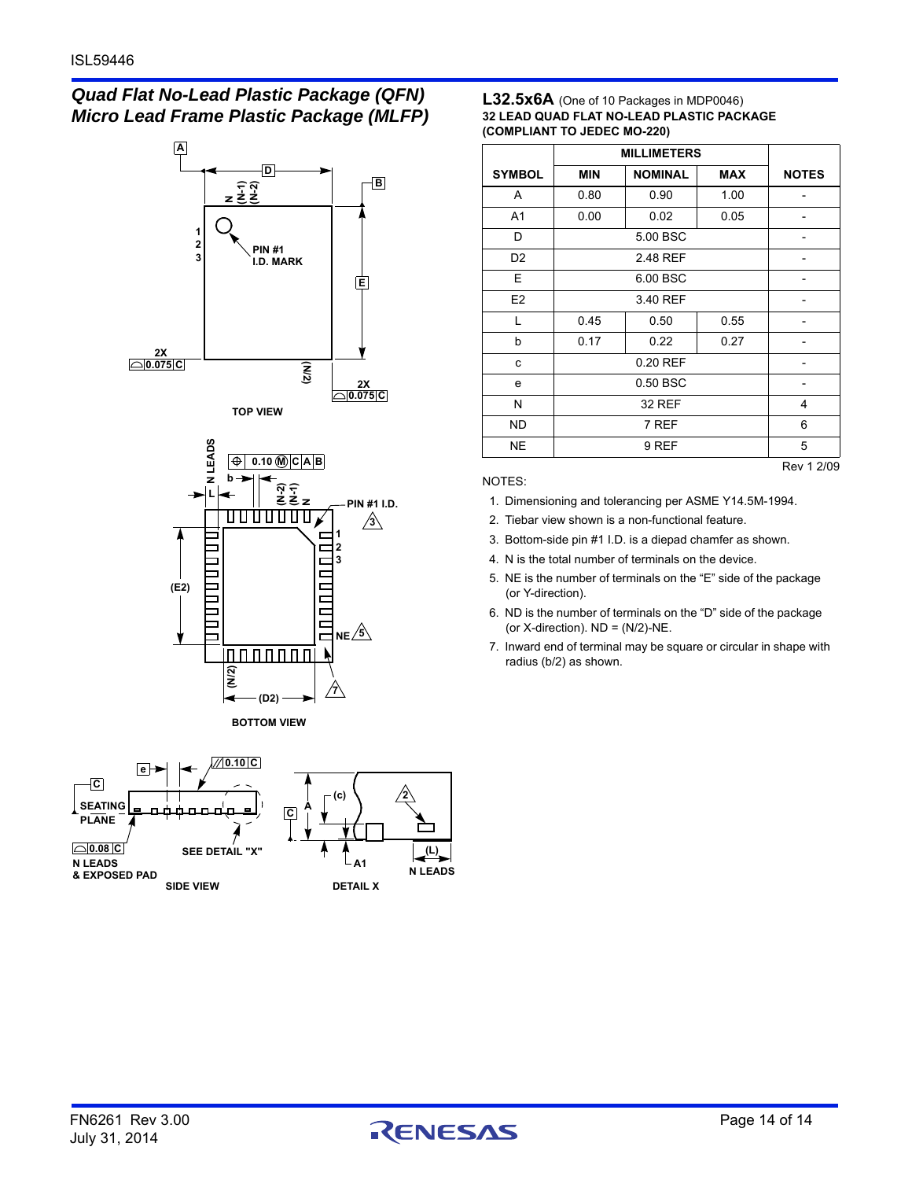## *Quad Flat No-Lead Plastic Package (QFN) Micro Lead Frame Plastic Package (MLFP)*

TOP VIEW

BOTTOM VIEW

SIDE VIEW

DETAIL X

**L32.5x6A** (One of 10 Packages in MDP0046)
**32 LEAD QUAD FLAT NO-LEAD PLASTIC PACKAGE (COMPLIANT TO JEDEC MO-220)**

| SYMBOL | MILLIMETERS | | | NOTES |
|---|---|---|---|---|
| | MIN | NOMINAL | MAX | |
| A | 0.80 | 0.90 | 1.00 | - |
| A1 | 0.00 | 0.02 | 0.05 | - |
| D | 5.00 BSC | | | - |
| D2 | 2.48 REF | | | - |
| E | 6.00 BSC | | | - |
| E2 | 3.40 REF | | | - |
| L | 0.45 | 0.50 | 0.55 | - |
| b | 0.17 | 0.22 | 0.27 | - |
| c | 0.20 REF | | | - |
| e | 0.50 BSC | | | - |
| N | 32 REF | | | 4 |
| ND | 7 REF | | | 6 |
| NE | 9 REF | | | 5 |

Rev 1 2/09

NOTES:

1. Dimensioning and tolerancing per ASME Y14.5M-1994.
2. Tiebar view shown is a non-functional feature.
3. Bottom-side pin #1 I.D. is a diepad chamfer as shown.
4. N is the total number of terminals on the device.
5. NE is the number of terminals on the "E" side of the package (or Y-direction).
6. ND is the number of terminals on the "D" side of the package (or X-direction). ND = (N/2)-NE.
7. Inward end of terminal may be square or circular in shape with radius (b/2) as shown.